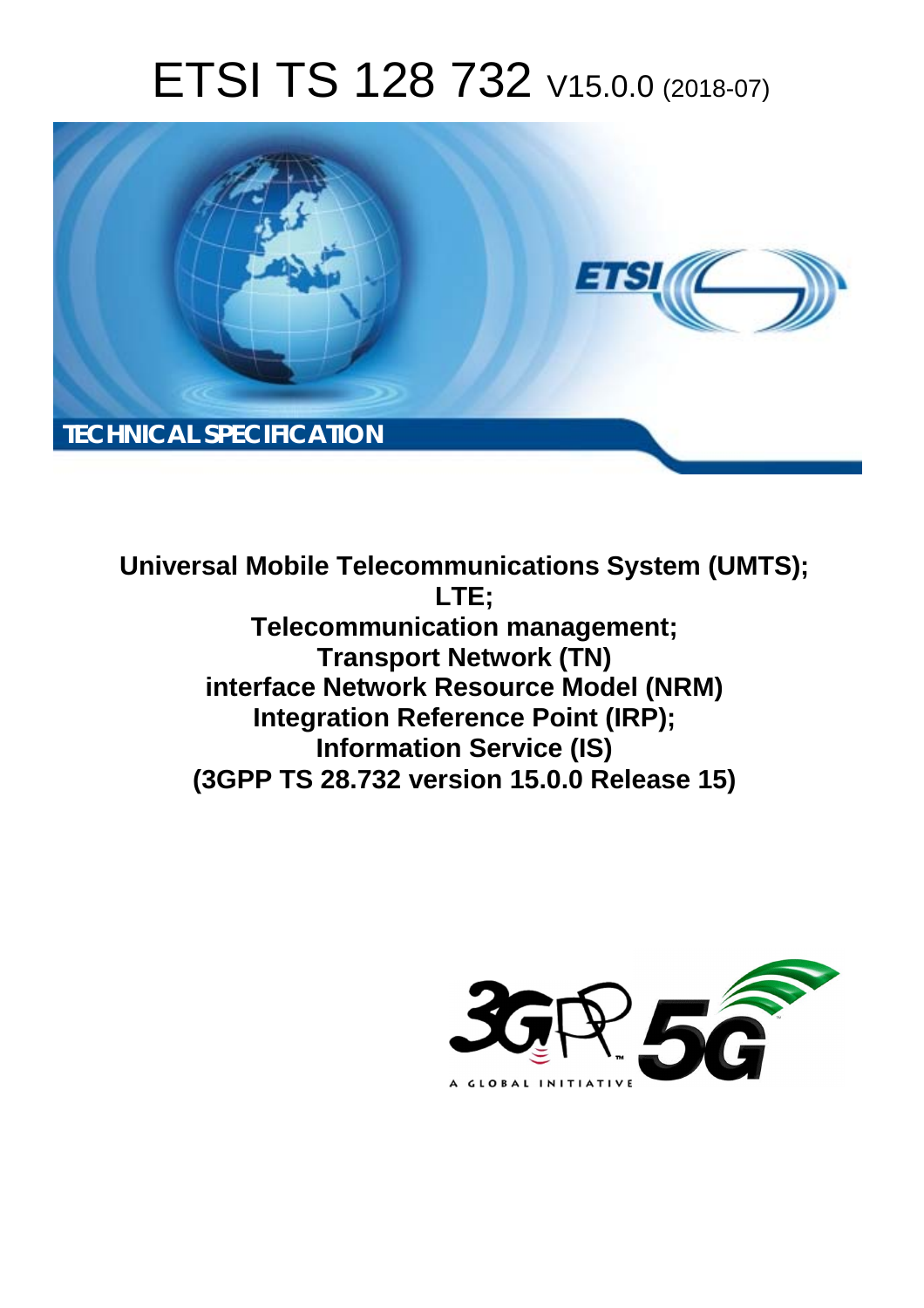# ETSI TS 128 732 V15.0.0 (2018-07)

TECHNICAL SPECIFICATION

**Universal Mobile Telecommunications System (UMTS);**
**LTE;**
**Telecommunication management;**
**Transport Network (TN)**
**interface Network Resource Model (NRM)**
**Integration Reference Point (IRP);**
**Information Service (IS)**
**(3GPP TS 28.732 version 15.0.0 Release 15)**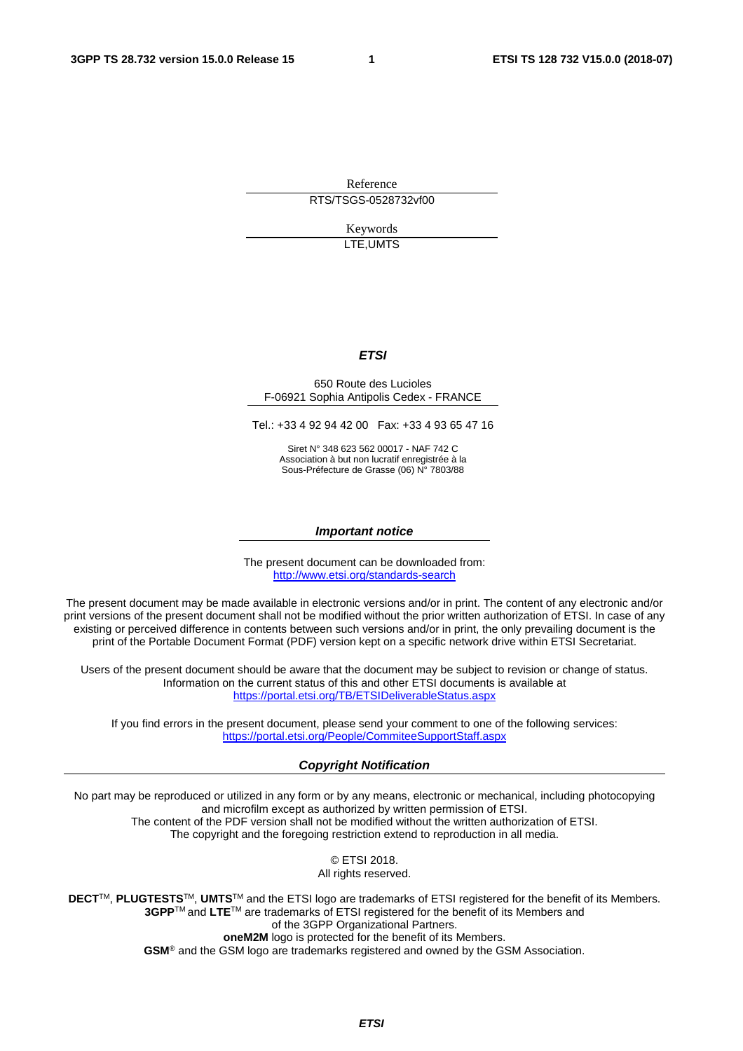Reference

RTS/TSGS-0528732vf00

Keywords

LTE,UMTS

***ETSI***

650 Route des Lucioles
F-06921 Sophia Antipolis Cedex - FRANCE

Tel.: +33 4 92 94 42 00   Fax: +33 4 93 65 47 16

Siret N° 348 623 562 00017 - NAF 742 C
Association à but non lucratif enregistrée à la
Sous-Préfecture de Grasse (06) N° 7803/88

***Important notice***

The present document can be downloaded from:
http://www.etsi.org/standards-search

The present document may be made available in electronic versions and/or in print. The content of any electronic and/or print versions of the present document shall not be modified without the prior written authorization of ETSI. In case of any existing or perceived difference in contents between such versions and/or in print, the only prevailing document is the print of the Portable Document Format (PDF) version kept on a specific network drive within ETSI Secretariat.

Users of the present document should be aware that the document may be subject to revision or change of status. Information on the current status of this and other ETSI documents is available at
https://portal.etsi.org/TB/ETSIDeliverableStatus.aspx

If you find errors in the present document, please send your comment to one of the following services:
https://portal.etsi.org/People/CommiteeSupportStaff.aspx

***Copyright Notification***

No part may be reproduced or utilized in any form or by any means, electronic or mechanical, including photocopying and microfilm except as authorized by written permission of ETSI.
The content of the PDF version shall not be modified without the written authorization of ETSI.
The copyright and the foregoing restriction extend to reproduction in all media.

© ETSI 2018.
All rights reserved.

**DECT**™, **PLUGTESTS**™, **UMTS**™ and the ETSI logo are trademarks of ETSI registered for the benefit of its Members.
**3GPP**™ and **LTE**™ are trademarks of ETSI registered for the benefit of its Members and of the 3GPP Organizational Partners.
**oneM2M** logo is protected for the benefit of its Members.
**GSM**® and the GSM logo are trademarks registered and owned by the GSM Association.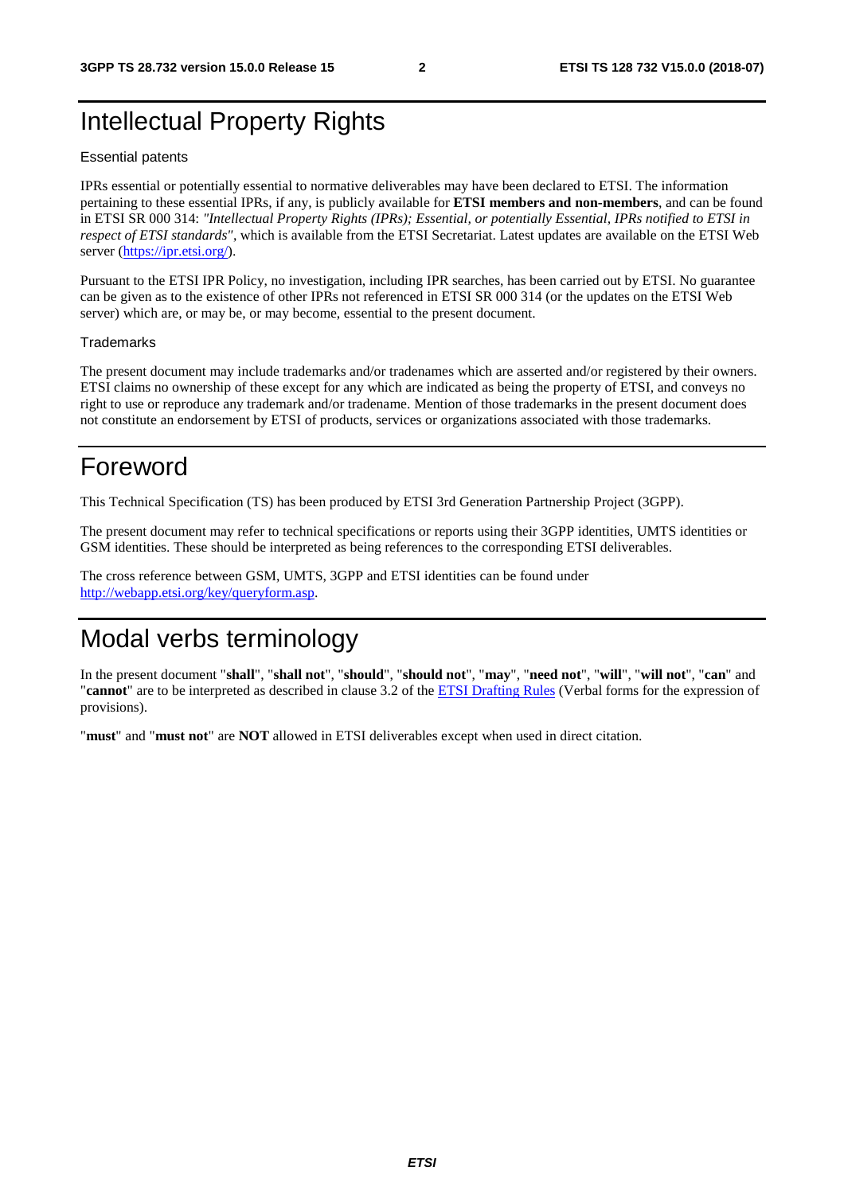# Intellectual Property Rights

Essential patents

IPRs essential or potentially essential to normative deliverables may have been declared to ETSI. The information pertaining to these essential IPRs, if any, is publicly available for **ETSI members and non-members**, and can be found in ETSI SR 000 314: *"Intellectual Property Rights (IPRs); Essential, or potentially Essential, IPRs notified to ETSI in respect of ETSI standards"*, which is available from the ETSI Secretariat. Latest updates are available on the ETSI Web server (https://ipr.etsi.org/).

Pursuant to the ETSI IPR Policy, no investigation, including IPR searches, has been carried out by ETSI. No guarantee can be given as to the existence of other IPRs not referenced in ETSI SR 000 314 (or the updates on the ETSI Web server) which are, or may be, or may become, essential to the present document.

Trademarks

The present document may include trademarks and/or tradenames which are asserted and/or registered by their owners. ETSI claims no ownership of these except for any which are indicated as being the property of ETSI, and conveys no right to use or reproduce any trademark and/or tradename. Mention of those trademarks in the present document does not constitute an endorsement by ETSI of products, services or organizations associated with those trademarks.

# Foreword

This Technical Specification (TS) has been produced by ETSI 3rd Generation Partnership Project (3GPP).

The present document may refer to technical specifications or reports using their 3GPP identities, UMTS identities or GSM identities. These should be interpreted as being references to the corresponding ETSI deliverables.

The cross reference between GSM, UMTS, 3GPP and ETSI identities can be found under http://webapp.etsi.org/key/queryform.asp.

# Modal verbs terminology

In the present document "**shall**", "**shall not**", "**should**", "**should not**", "**may**", "**need not**", "**will**", "**will not**", "**can**" and "**cannot**" are to be interpreted as described in clause 3.2 of the ETSI Drafting Rules (Verbal forms for the expression of provisions).

"**must**" and "**must not**" are **NOT** allowed in ETSI deliverables except when used in direct citation.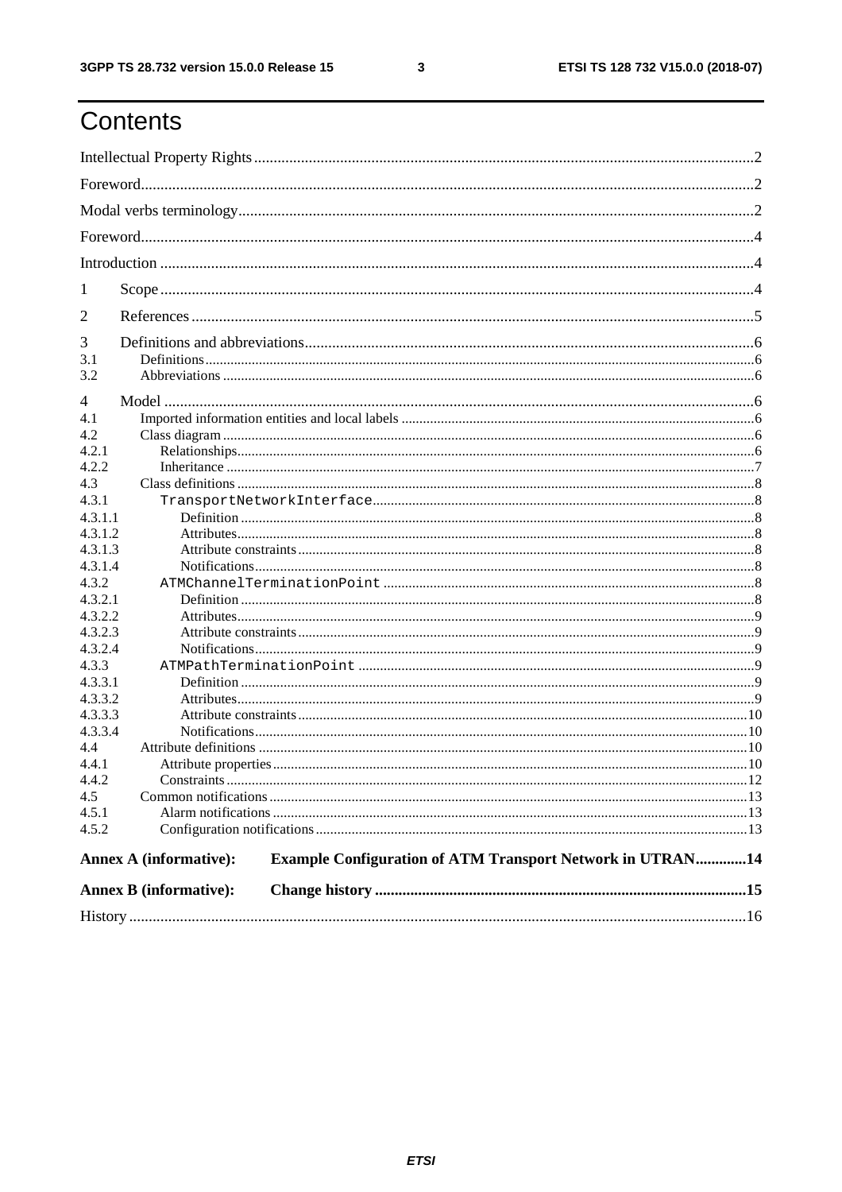# Contents

Intellectual Property Rights ........ 2
Foreword ........ 2
Modal verbs terminology ........ 2
Foreword ........ 4
Introduction ........ 4
1 Scope ........ 4
2 References ........ 5
3 Definitions and abbreviations ........ 6
3.1 Definitions ........ 6
3.2 Abbreviations ........ 6
4 Model ........ 6
4.1 Imported information entities and local labels ........ 6
4.2 Class diagram ........ 6
4.2.1 Relationships ........ 6
4.2.2 Inheritance ........ 7
4.3 Class definitions ........ 8
4.3.1 `TransportNetworkInterface` ........ 8
4.3.1.1 Definition ........ 8
4.3.1.2 Attributes ........ 8
4.3.1.3 Attribute constraints ........ 8
4.3.1.4 Notifications ........ 8
4.3.2 `ATMChannelTerminationPoint` ........ 8
4.3.2.1 Definition ........ 8
4.3.2.2 Attributes ........ 9
4.3.2.3 Attribute constraints ........ 9
4.3.2.4 Notifications ........ 9
4.3.3 `ATMPathTerminationPoint` ........ 9
4.3.3.1 Definition ........ 9
4.3.3.2 Attributes ........ 9
4.3.3.3 Attribute constraints ........ 10
4.3.3.4 Notifications ........ 10
4.4 Attribute definitions ........ 10
4.4.1 Attribute properties ........ 10
4.4.2 Constraints ........ 12
4.5 Common notifications ........ 13
4.5.1 Alarm notifications ........ 13
4.5.2 Configuration notifications ........ 13

**Annex A (informative): Example Configuration of ATM Transport Network in UTRAN ........ 14**

**Annex B (informative): Change history ........ 15**

History ........ 16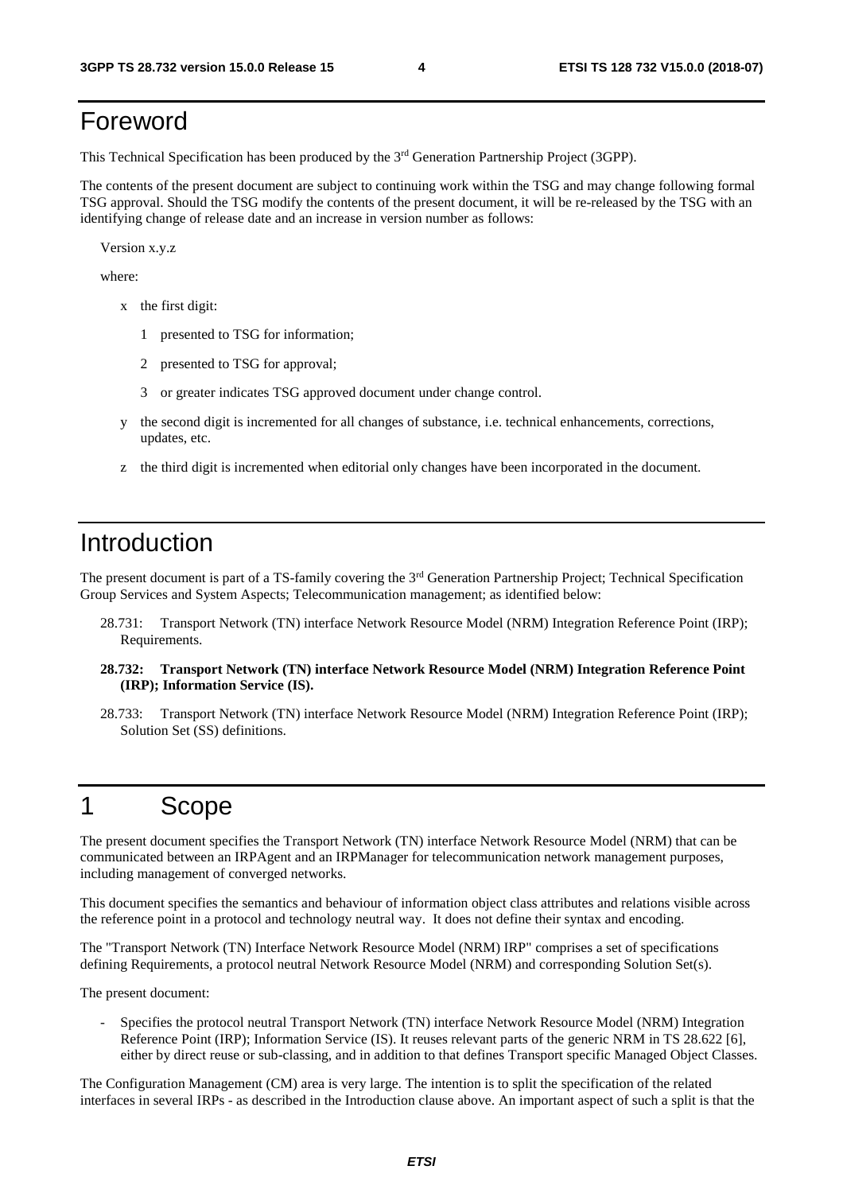# Foreword

This Technical Specification has been produced by the 3rd Generation Partnership Project (3GPP).

The contents of the present document are subject to continuing work within the TSG and may change following formal TSG approval. Should the TSG modify the contents of the present document, it will be re-released by the TSG with an identifying change of release date and an increase in version number as follows:

Version x.y.z

where:

- x the first digit:
  - 1 presented to TSG for information;
  - 2 presented to TSG for approval;
  - 3 or greater indicates TSG approved document under change control.
- y the second digit is incremented for all changes of substance, i.e. technical enhancements, corrections, updates, etc.
- z the third digit is incremented when editorial only changes have been incorporated in the document.

# Introduction

The present document is part of a TS-family covering the 3rd Generation Partnership Project; Technical Specification Group Services and System Aspects; Telecommunication management; as identified below:

28.731: Transport Network (TN) interface Network Resource Model (NRM) Integration Reference Point (IRP); Requirements.

**28.732: Transport Network (TN) interface Network Resource Model (NRM) Integration Reference Point (IRP); Information Service (IS).**

28.733: Transport Network (TN) interface Network Resource Model (NRM) Integration Reference Point (IRP); Solution Set (SS) definitions.

# 1 Scope

The present document specifies the Transport Network (TN) interface Network Resource Model (NRM) that can be communicated between an IRPAgent and an IRPManager for telecommunication network management purposes, including management of converged networks.

This document specifies the semantics and behaviour of information object class attributes and relations visible across the reference point in a protocol and technology neutral way. It does not define their syntax and encoding.

The "Transport Network (TN) Interface Network Resource Model (NRM) IRP" comprises a set of specifications defining Requirements, a protocol neutral Network Resource Model (NRM) and corresponding Solution Set(s).

The present document:

- Specifies the protocol neutral Transport Network (TN) interface Network Resource Model (NRM) Integration Reference Point (IRP); Information Service (IS). It reuses relevant parts of the generic NRM in TS 28.622 [6], either by direct reuse or sub-classing, and in addition to that defines Transport specific Managed Object Classes.

The Configuration Management (CM) area is very large. The intention is to split the specification of the related interfaces in several IRPs - as described in the Introduction clause above. An important aspect of such a split is that the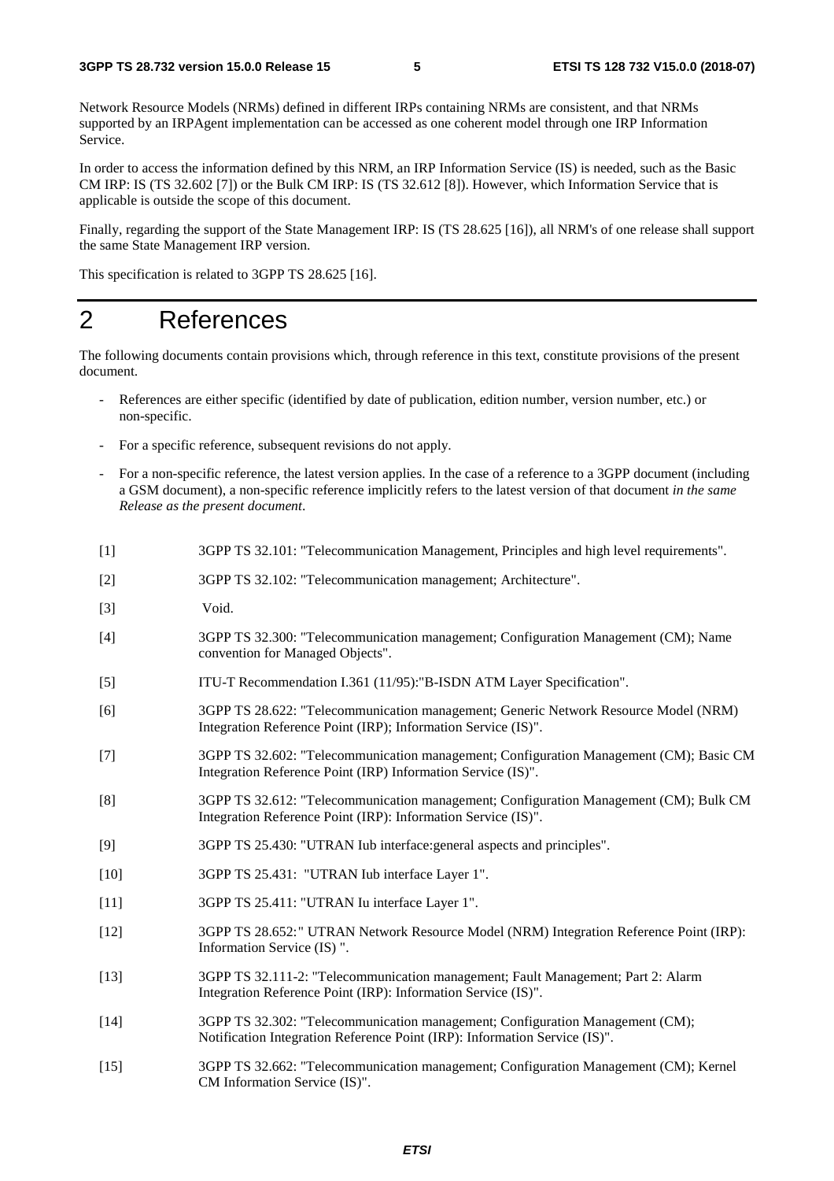Network Resource Models (NRMs) defined in different IRPs containing NRMs are consistent, and that NRMs supported by an IRPAgent implementation can be accessed as one coherent model through one IRP Information Service.

In order to access the information defined by this NRM, an IRP Information Service (IS) is needed, such as the Basic CM IRP: IS (TS 32.602 [7]) or the Bulk CM IRP: IS (TS 32.612 [8]). However, which Information Service that is applicable is outside the scope of this document.

Finally, regarding the support of the State Management IRP: IS (TS 28.625 [16]), all NRM's of one release shall support the same State Management IRP version.

This specification is related to 3GPP TS 28.625 [16].

# 2 References

The following documents contain provisions which, through reference in this text, constitute provisions of the present document.

- References are either specific (identified by date of publication, edition number, version number, etc.) or non-specific.
- For a specific reference, subsequent revisions do not apply.
- For a non-specific reference, the latest version applies. In the case of a reference to a 3GPP document (including a GSM document), a non-specific reference implicitly refers to the latest version of that document *in the same Release as the present document*.

[1] 3GPP TS 32.101: "Telecommunication Management, Principles and high level requirements".

[2] 3GPP TS 32.102: "Telecommunication management; Architecture".

[3] Void.

[4] 3GPP TS 32.300: "Telecommunication management; Configuration Management (CM); Name convention for Managed Objects".

[5] ITU-T Recommendation I.361 (11/95):"B-ISDN ATM Layer Specification".

[6] 3GPP TS 28.622: "Telecommunication management; Generic Network Resource Model (NRM) Integration Reference Point (IRP); Information Service (IS)".

[7] 3GPP TS 32.602: "Telecommunication management; Configuration Management (CM); Basic CM Integration Reference Point (IRP) Information Service (IS)".

[8] 3GPP TS 32.612: "Telecommunication management; Configuration Management (CM); Bulk CM Integration Reference Point (IRP): Information Service (IS)".

[9] 3GPP TS 25.430: "UTRAN Iub interface:general aspects and principles".

[10] 3GPP TS 25.431: "UTRAN Iub interface Layer 1".

[11] 3GPP TS 25.411: "UTRAN Iu interface Layer 1".

[12] 3GPP TS 28.652:" UTRAN Network Resource Model (NRM) Integration Reference Point (IRP): Information Service (IS) ".

[13] 3GPP TS 32.111-2: "Telecommunication management; Fault Management; Part 2: Alarm Integration Reference Point (IRP): Information Service (IS)".

[14] 3GPP TS 32.302: "Telecommunication management; Configuration Management (CM); Notification Integration Reference Point (IRP): Information Service (IS)".

[15] 3GPP TS 32.662: "Telecommunication management; Configuration Management (CM); Kernel CM Information Service (IS)".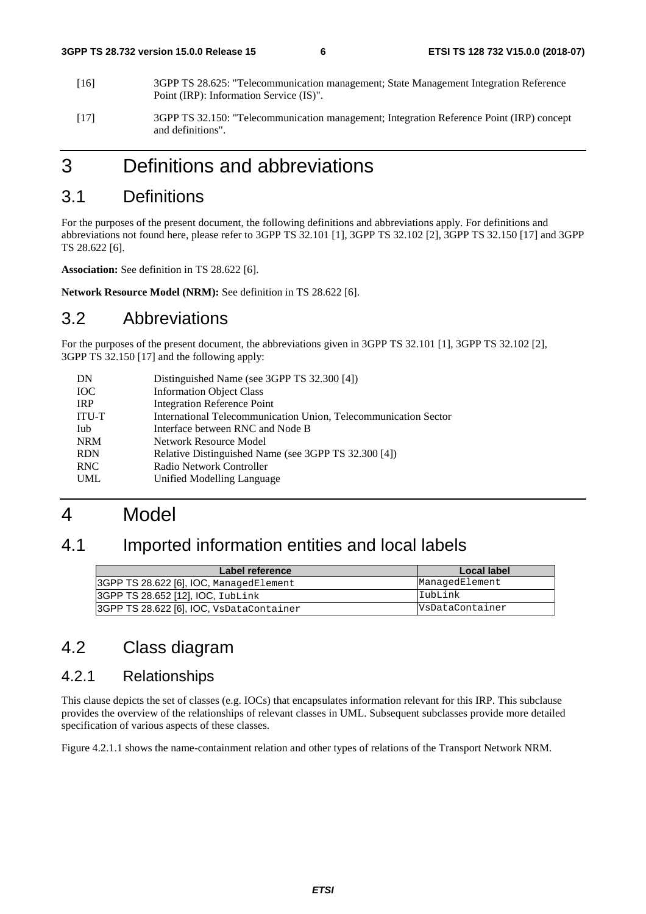[16] 3GPP TS 28.625: "Telecommunication management; State Management Integration Reference Point (IRP): Information Service (IS)".

[17] 3GPP TS 32.150: "Telecommunication management; Integration Reference Point (IRP) concept and definitions".

# 3 Definitions and abbreviations

## 3.1 Definitions

For the purposes of the present document, the following definitions and abbreviations apply. For definitions and abbreviations not found here, please refer to 3GPP TS 32.101 [1], 3GPP TS 32.102 [2], 3GPP TS 32.150 [17] and 3GPP TS 28.622 [6].

**Association:** See definition in TS 28.622 [6].

**Network Resource Model (NRM):** See definition in TS 28.622 [6].

## 3.2 Abbreviations

For the purposes of the present document, the abbreviations given in 3GPP TS 32.101 [1], 3GPP TS 32.102 [2], 3GPP TS 32.150 [17] and the following apply:

| | |
|---|---|
| DN | Distinguished Name (see 3GPP TS 32.300 [4]) |
| IOC | Information Object Class |
| IRP | Integration Reference Point |
| ITU-T | International Telecommunication Union, Telecommunication Sector |
| Iub | Interface between RNC and Node B |
| NRM | Network Resource Model |
| RDN | Relative Distinguished Name (see 3GPP TS 32.300 [4]) |
| RNC | Radio Network Controller |
| UML | Unified Modelling Language |

# 4 Model

## 4.1 Imported information entities and local labels

| Label reference | Local label |
|---|---|
| 3GPP TS 28.622 [6], IOC, `ManagedElement` | `ManagedElement` |
| 3GPP TS 28.652 [12], IOC, `IubLink` | `IubLink` |
| 3GPP TS 28.622 [6], IOC, `VsDataContainer` | `VsDataContainer` |

## 4.2 Class diagram

### 4.2.1 Relationships

This clause depicts the set of classes (e.g. IOCs) that encapsulates information relevant for this IRP. This subclause provides the overview of the relationships of relevant classes in UML. Subsequent subclasses provide more detailed specification of various aspects of these classes.

Figure 4.2.1.1 shows the name-containment relation and other types of relations of the Transport Network NRM.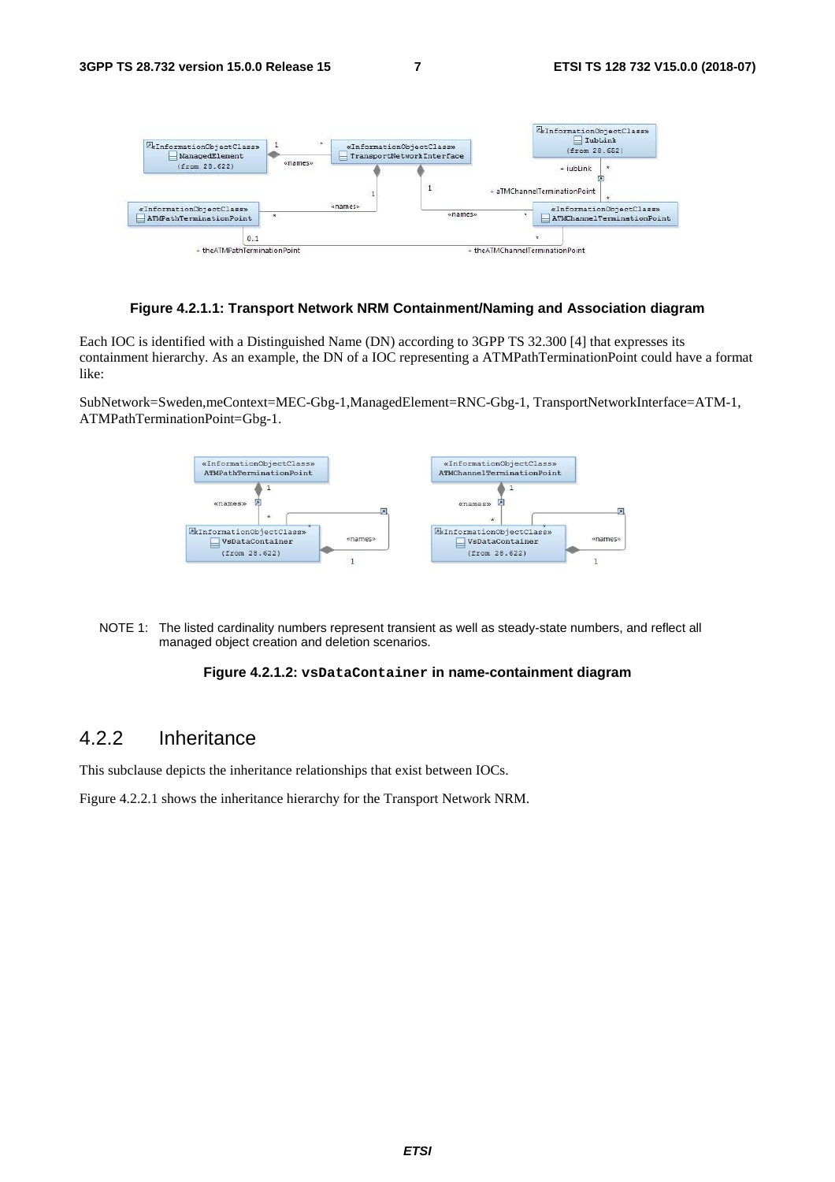**Figure 4.2.1.1: Transport Network NRM Containment/Naming and Association diagram**

Each IOC is identified with a Distinguished Name (DN) according to 3GPP TS 32.300 [4] that expresses its containment hierarchy. As an example, the DN of a IOC representing a ATMPathTerminationPoint could have a format like:

SubNetwork=Sweden,meContext=MEC-Gbg-1,ManagedElement=RNC-Gbg-1, TransportNetworkInterface=ATM-1, ATMPathTerminationPoint=Gbg-1.

NOTE 1: The listed cardinality numbers represent transient as well as steady-state numbers, and reflect all managed object creation and deletion scenarios.

**Figure 4.2.1.2: vsDataContainer in name-containment diagram**

## 4.2.2 Inheritance

This subclause depicts the inheritance relationships that exist between IOCs.

Figure 4.2.2.1 shows the inheritance hierarchy for the Transport Network NRM.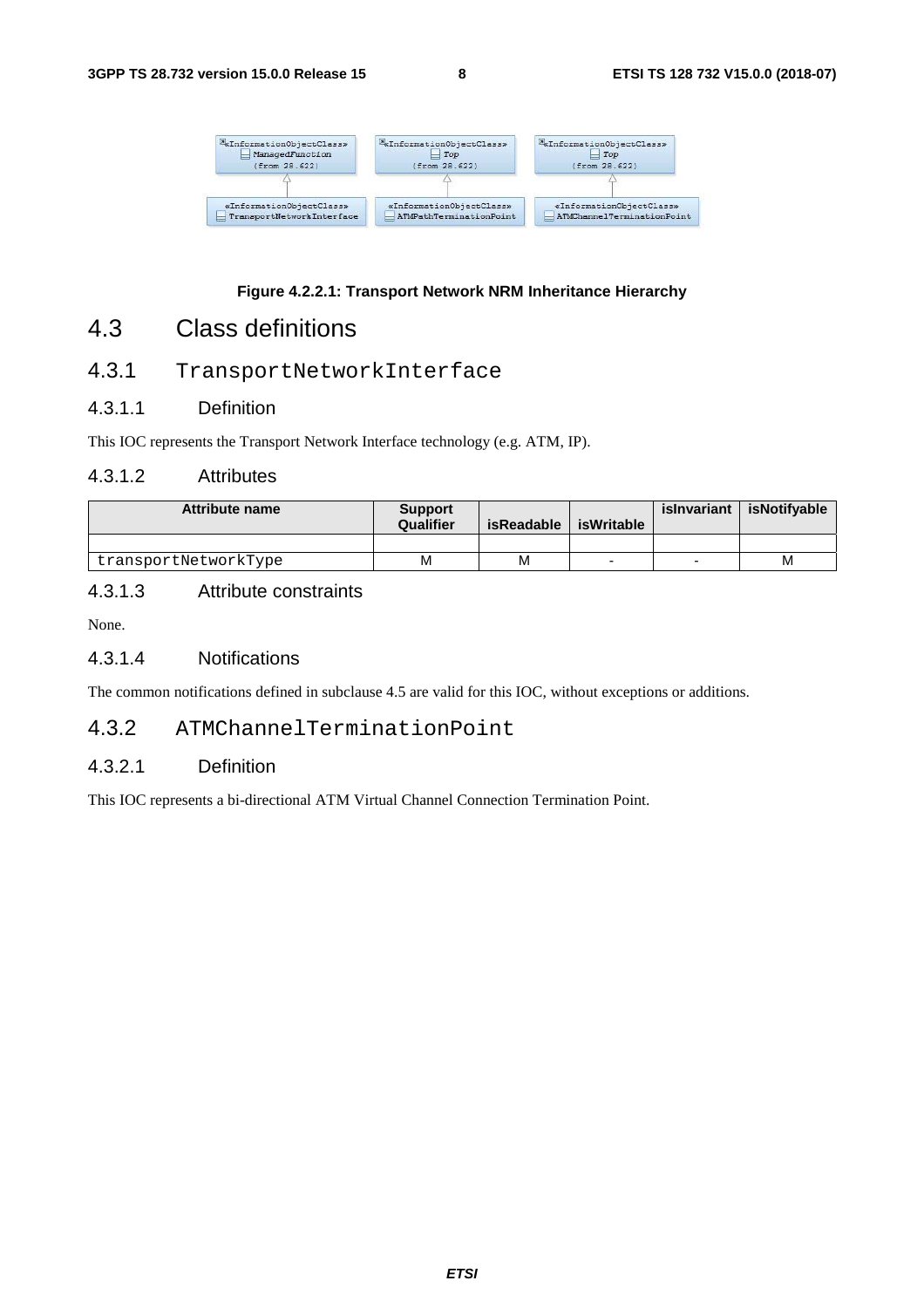Figure 4.2.2.1: Transport Network NRM Inheritance Hierarchy

## 4.3 Class definitions

### 4.3.1 TransportNetworkInterface

#### 4.3.1.1 Definition

This IOC represents the Transport Network Interface technology (e.g. ATM, IP).

#### 4.3.1.2 Attributes

| Attribute name | Support Qualifier | isReadable | isWritable | isInvariant | isNotifyable |
|---|---|---|---|---|---|
| | | | | | |
| transportNetworkType | M | M | - | - | M |

#### 4.3.1.3 Attribute constraints

None.

#### 4.3.1.4 Notifications

The common notifications defined in subclause 4.5 are valid for this IOC, without exceptions or additions.

### 4.3.2 ATMChannelTerminationPoint

#### 4.3.2.1 Definition

This IOC represents a bi-directional ATM Virtual Channel Connection Termination Point.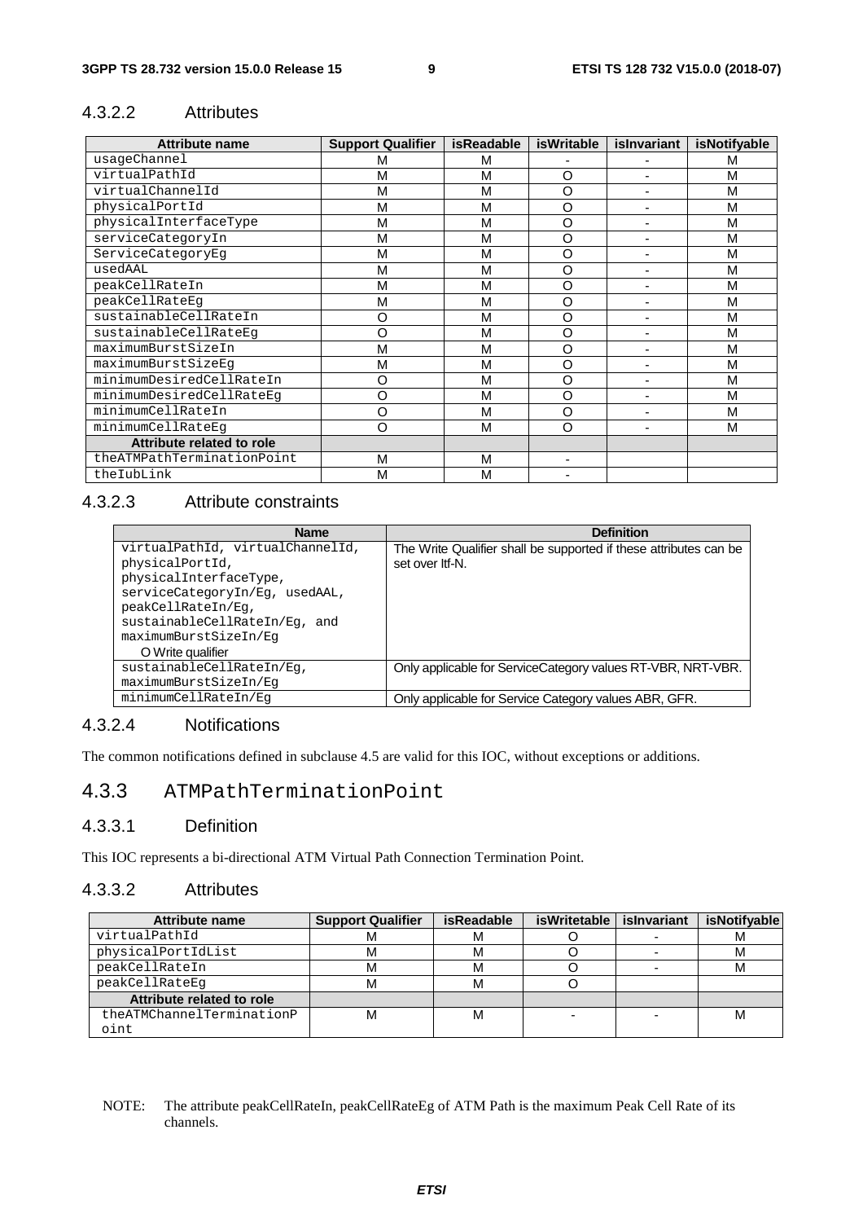### 4.3.2.2 Attributes

| Attribute name | Support Qualifier | isReadable | isWritable | isInvariant | isNotifyable |
|---|---|---|---|---|---|
| usageChannel | M | M | - | - | M |
| virtualPathId | M | M | O | - | M |
| virtualChannelId | M | M | O | - | M |
| physicalPortId | M | M | O | - | M |
| physicalInterfaceType | M | M | O | - | M |
| serviceCategoryIn | M | M | O | - | M |
| ServiceCategoryEg | M | M | O | - | M |
| usedAAL | M | M | O | - | M |
| peakCellRateIn | M | M | O | - | M |
| peakCellRateEg | M | M | O | - | M |
| sustainableCellRateIn | O | M | O | - | M |
| sustainableCellRateEg | O | M | O | - | M |
| maximumBurstSizeIn | M | M | O | - | M |
| maximumBurstSizeEg | M | M | O | - | M |
| minimumDesiredCellRateIn | O | M | O | - | M |
| minimumDesiredCellRateEg | O | M | O | - | M |
| minimumCellRateIn | O | M | O | - | M |
| minimumCellRateEg | O | M | O | - | M |
| **Attribute related to role** | | | | | |
| theATMPathTerminationPoint | M | M | - | | |
| theIubLink | M | M | - | | |

### 4.3.2.3 Attribute constraints

| Name | Definition |
|---|---|
| virtualPathId, virtualChannelId, physicalPortId, physicalInterfaceType, serviceCategoryIn/Eg, usedAAL, peakCellRateIn/Eg, sustainableCellRateIn/Eg, and maximumBurstSizeIn/Eg<br>O Write qualifier | The Write Qualifier shall be supported if these attributes can be set over Itf-N. |
| sustainableCellRateIn/Eg, maximumBurstSizeIn/Eg | Only applicable for ServiceCategory values RT-VBR, NRT-VBR. |
| minimumCellRateIn/Eg | Only applicable for Service Category values ABR, GFR. |

### 4.3.2.4 Notifications

The common notifications defined in subclause 4.5 are valid for this IOC, without exceptions or additions.

## 4.3.3 ATMPathTerminationPoint

### 4.3.3.1 Definition

This IOC represents a bi-directional ATM Virtual Path Connection Termination Point.

### 4.3.3.2 Attributes

| Attribute name | Support Qualifier | isReadable | isWritetable | isInvariant | isNotifyable |
|---|---|---|---|---|---|
| virtualPathId | M | M | O | - | M |
| physicalPortIdList | M | M | O | - | M |
| peakCellRateIn | M | M | O | - | M |
| peakCellRateEg | M | M | O | | |
| **Attribute related to role** | | | | | |
| theATMChannelTerminationPoint | M | M | - | - | M |

NOTE: The attribute peakCellRateIn, peakCellRateEg of ATM Path is the maximum Peak Cell Rate of its channels.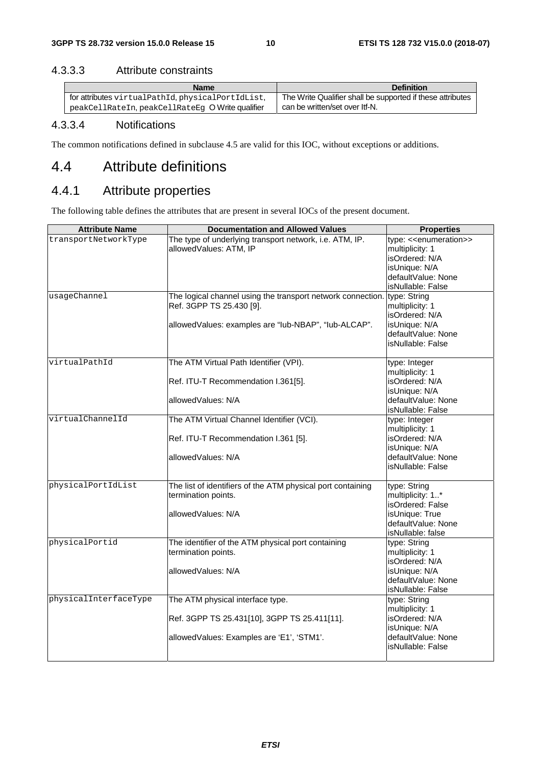#### 4.3.3.3 Attribute constraints

| Name | Definition |
| --- | --- |
| for attributes virtualPathId, physicalPortIdList, peakCellRateIn, peakCellRateEg O Write qualifier | The Write Qualifier shall be supported if these attributes can be written/set over Itf-N. |

#### 4.3.3.4 Notifications

The common notifications defined in subclause 4.5 are valid for this IOC, without exceptions or additions.

## 4.4 Attribute definitions

### 4.4.1 Attribute properties

The following table defines the attributes that are present in several IOCs of the present document.

| Attribute Name | Documentation and Allowed Values | Properties |
| --- | --- | --- |
| transportNetworkType | The type of underlying transport network, i.e. ATM, IP.<br>allowedValues: ATM, IP | type: <<enumeration>><br>multiplicity: 1<br>isOrdered: N/A<br>isUnique: N/A<br>defaultValue: None<br>isNullable: False |
| usageChannel | The logical channel using the transport network connection. Ref. 3GPP TS 25.430 [9].<br><br>allowedValues: examples are "Iub-NBAP", "Iub-ALCAP". | type: String<br>multiplicity: 1<br>isOrdered: N/A<br>isUnique: N/A<br>defaultValue: None<br>isNullable: False |
| virtualPathId | The ATM Virtual Path Identifier (VPI).<br><br>Ref. ITU-T Recommendation I.361[5].<br><br>allowedValues: N/A | type: Integer<br>multiplicity: 1<br>isOrdered: N/A<br>isUnique: N/A<br>defaultValue: None<br>isNullable: False |
| virtualChannelId | The ATM Virtual Channel Identifier (VCI).<br><br>Ref. ITU-T Recommendation I.361 [5].<br><br>allowedValues: N/A | type: Integer<br>multiplicity: 1<br>isOrdered: N/A<br>isUnique: N/A<br>defaultValue: None<br>isNullable: False |
| physicalPortIdList | The list of identifiers of the ATM physical port containing termination points.<br><br>allowedValues: N/A | type: String<br>multiplicity: 1..*<br>isOrdered: False<br>isUnique: True<br>defaultValue: None<br>isNullable: false |
| physicalPortid | The identifier of the ATM physical port containing termination points.<br><br>allowedValues: N/A | type: String<br>multiplicity: 1<br>isOrdered: N/A<br>isUnique: N/A<br>defaultValue: None<br>isNullable: False |
| physicalInterfaceType | The ATM physical interface type.<br><br>Ref. 3GPP TS 25.431[10], 3GPP TS 25.411[11].<br><br>allowedValues: Examples are 'E1', 'STM1'. | type: String<br>multiplicity: 1<br>isOrdered: N/A<br>isUnique: N/A<br>defaultValue: None<br>isNullable: False |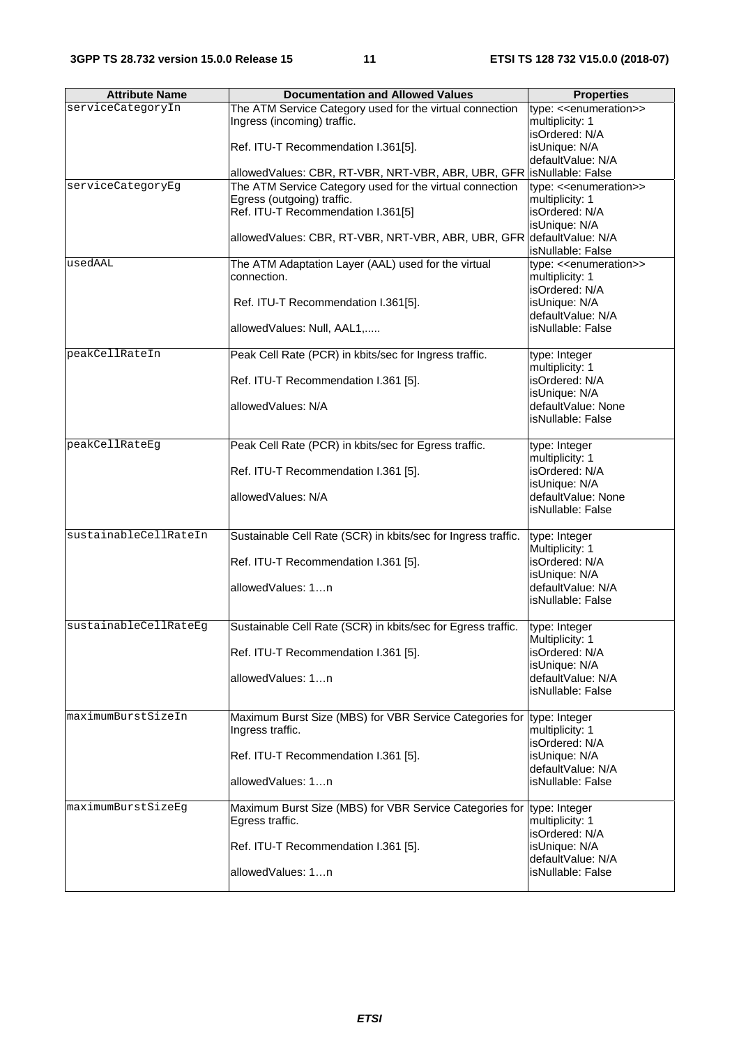| Attribute Name | Documentation and Allowed Values | Properties |
|---|---|---|
| serviceCategoryIn | The ATM Service Category used for the virtual connection Ingress (incoming) traffic.<br><br>Ref. ITU-T Recommendation I.361[5].<br><br>allowedValues: CBR, RT-VBR, NRT-VBR, ABR, UBR, GFR | type: <<enumeration>><br>multiplicity: 1<br>isOrdered: N/A<br>isUnique: N/A<br>defaultValue: N/A<br>isNullable: False |
| serviceCategoryEg | The ATM Service Category used for the virtual connection Egress (outgoing) traffic.<br>Ref. ITU-T Recommendation I.361[5]<br><br>allowedValues: CBR, RT-VBR, NRT-VBR, ABR, UBR, GFR | type: <<enumeration>><br>multiplicity: 1<br>isOrdered: N/A<br>isUnique: N/A<br>defaultValue: N/A<br>isNullable: False |
| usedAAL | The ATM Adaptation Layer (AAL) used for the virtual connection.<br><br>Ref. ITU-T Recommendation I.361[5].<br><br>allowedValues: Null, AAL1,..... | type: <<enumeration>><br>multiplicity: 1<br>isOrdered: N/A<br>isUnique: N/A<br>defaultValue: N/A<br>isNullable: False |
| peakCellRateIn | Peak Cell Rate (PCR) in kbits/sec for Ingress traffic.<br><br>Ref. ITU-T Recommendation I.361 [5].<br><br>allowedValues: N/A | type: Integer<br>multiplicity: 1<br>isOrdered: N/A<br>isUnique: N/A<br>defaultValue: None<br>isNullable: False |
| peakCellRateEg | Peak Cell Rate (PCR) in kbits/sec for Egress traffic.<br><br>Ref. ITU-T Recommendation I.361 [5].<br><br>allowedValues: N/A | type: Integer<br>multiplicity: 1<br>isOrdered: N/A<br>isUnique: N/A<br>defaultValue: None<br>isNullable: False |
| sustainableCellRateIn | Sustainable Cell Rate (SCR) in kbits/sec for Ingress traffic.<br><br>Ref. ITU-T Recommendation I.361 [5].<br><br>allowedValues: 1…n | type: Integer<br>Multiplicity: 1<br>isOrdered: N/A<br>isUnique: N/A<br>defaultValue: N/A<br>isNullable: False |
| sustainableCellRateEg | Sustainable Cell Rate (SCR) in kbits/sec for Egress traffic.<br><br>Ref. ITU-T Recommendation I.361 [5].<br><br>allowedValues: 1…n | type: Integer<br>Multiplicity: 1<br>isOrdered: N/A<br>isUnique: N/A<br>defaultValue: N/A<br>isNullable: False |
| maximumBurstSizeIn | Maximum Burst Size (MBS) for VBR Service Categories for Ingress traffic.<br><br>Ref. ITU-T Recommendation I.361 [5].<br><br>allowedValues: 1…n | type: Integer<br>multiplicity: 1<br>isOrdered: N/A<br>isUnique: N/A<br>defaultValue: N/A<br>isNullable: False |
| maximumBurstSizeEg | Maximum Burst Size (MBS) for VBR Service Categories for Egress traffic.<br><br>Ref. ITU-T Recommendation I.361 [5].<br><br>allowedValues: 1…n | type: Integer<br>multiplicity: 1<br>isOrdered: N/A<br>isUnique: N/A<br>defaultValue: N/A<br>isNullable: False |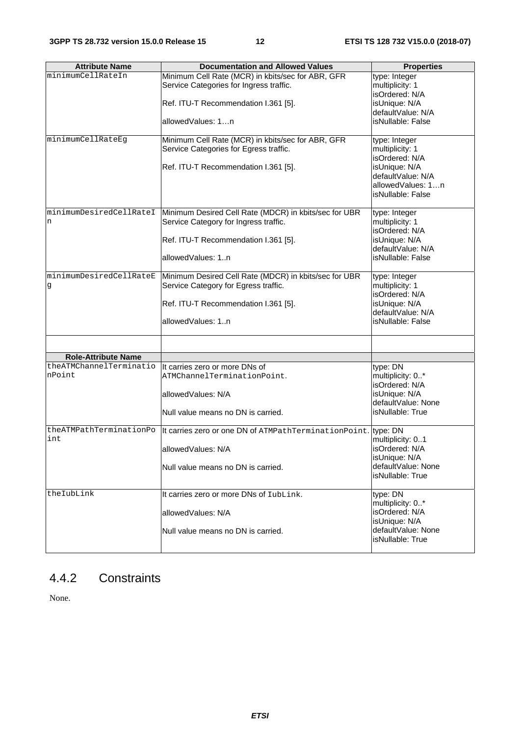| Attribute Name | Documentation and Allowed Values | Properties |
|---|---|---|
| minimumCellRateIn | Minimum Cell Rate (MCR) in kbits/sec for ABR, GFR Service Categories for Ingress traffic.<br><br>Ref. ITU-T Recommendation I.361 [5].<br><br>allowedValues: 1…n | type: Integer<br>multiplicity: 1<br>isOrdered: N/A<br>isUnique: N/A<br>defaultValue: N/A<br>isNullable: False |
| minimumCellRateEg | Minimum Cell Rate (MCR) in kbits/sec for ABR, GFR Service Categories for Egress traffic.<br><br>Ref. ITU-T Recommendation I.361 [5]. | type: Integer<br>multiplicity: 1<br>isOrdered: N/A<br>isUnique: N/A<br>defaultValue: N/A<br>allowedValues: 1…n<br>isNullable: False |
| minimumDesiredCellRateIn | Minimum Desired Cell Rate (MDCR) in kbits/sec for UBR Service Category for Ingress traffic.<br><br>Ref. ITU-T Recommendation I.361 [5].<br><br>allowedValues: 1..n | type: Integer<br>multiplicity: 1<br>isOrdered: N/A<br>isUnique: N/A<br>defaultValue: N/A<br>isNullable: False |
| minimumDesiredCellRateEg | Minimum Desired Cell Rate (MDCR) in kbits/sec for UBR Service Category for Egress traffic.<br><br>Ref. ITU-T Recommendation I.361 [5].<br><br>allowedValues: 1..n | type: Integer<br>multiplicity: 1<br>isOrdered: N/A<br>isUnique: N/A<br>defaultValue: N/A<br>isNullable: False |
| | | |
| **Role-Attribute Name** | | |
| theATMChannelTerminationPoint | It carries zero or more DNs of ATMChannelTerminationPoint.<br><br>allowedValues: N/A<br><br>Null value means no DN is carried. | type: DN<br>multiplicity: 0..*<br>isOrdered: N/A<br>isUnique: N/A<br>defaultValue: None<br>isNullable: True |
| theATMPathTerminationPoint | It carries zero or one DN of ATMPathTerminationPoint.<br><br>allowedValues: N/A<br><br>Null value means no DN is carried. | type: DN<br>multiplicity: 0..1<br>isOrdered: N/A<br>isUnique: N/A<br>defaultValue: None<br>isNullable: True |
| theIubLink | It carries zero or more DNs of IubLink.<br><br>allowedValues: N/A<br><br>Null value means no DN is carried. | type: DN<br>multiplicity: 0..*<br>isOrdered: N/A<br>isUnique: N/A<br>defaultValue: None<br>isNullable: True |

## 4.4.2 Constraints

None.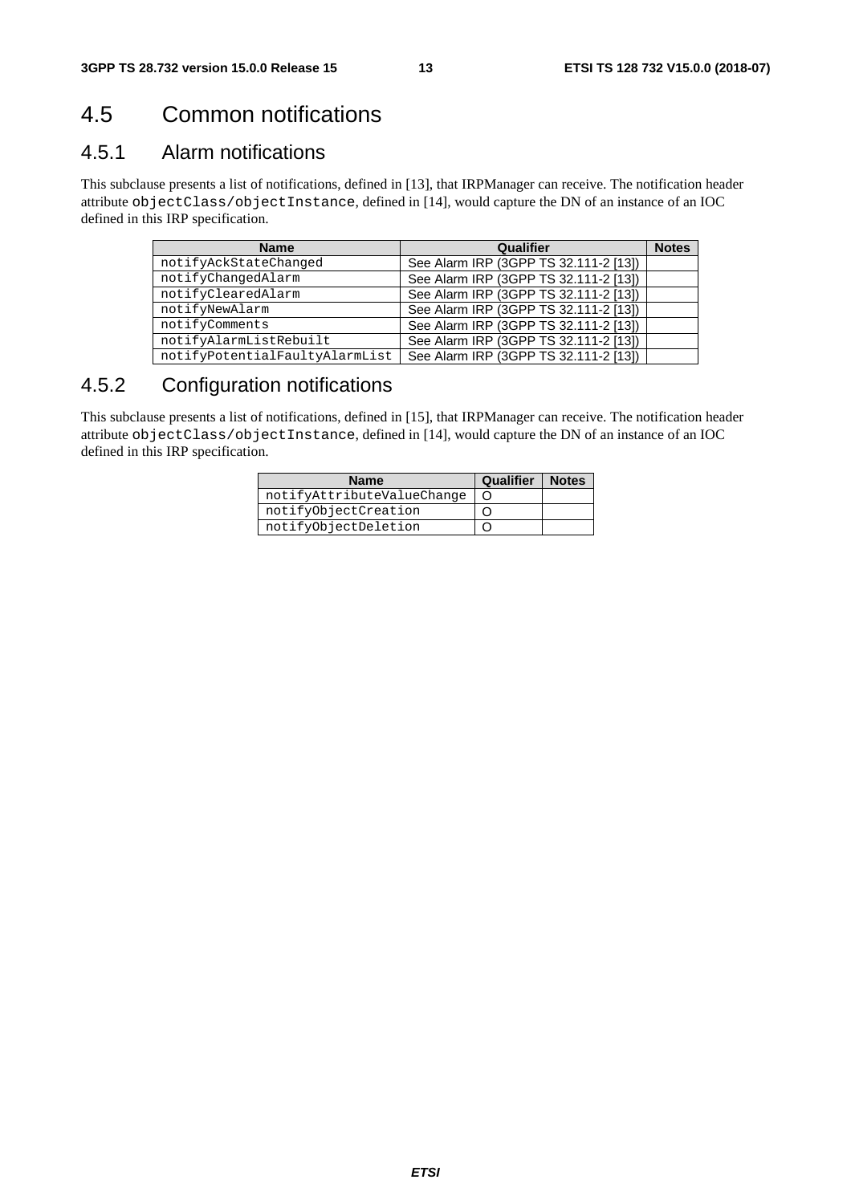# 4.5 Common notifications

## 4.5.1 Alarm notifications

This subclause presents a list of notifications, defined in [13], that IRPManager can receive. The notification header attribute `objectClass/objectInstance`, defined in [14], would capture the DN of an instance of an IOC defined in this IRP specification.

| Name | Qualifier | Notes |
|---|---|---|
| notifyAckStateChanged | See Alarm IRP (3GPP TS 32.111-2 [13]) | |
| notifyChangedAlarm | See Alarm IRP (3GPP TS 32.111-2 [13]) | |
| notifyClearedAlarm | See Alarm IRP (3GPP TS 32.111-2 [13]) | |
| notifyNewAlarm | See Alarm IRP (3GPP TS 32.111-2 [13]) | |
| notifyComments | See Alarm IRP (3GPP TS 32.111-2 [13]) | |
| notifyAlarmListRebuilt | See Alarm IRP (3GPP TS 32.111-2 [13]) | |
| notifyPotentialFaultyAlarmList | See Alarm IRP (3GPP TS 32.111-2 [13]) | |

## 4.5.2 Configuration notifications

This subclause presents a list of notifications, defined in [15], that IRPManager can receive. The notification header attribute `objectClass/objectInstance`, defined in [14], would capture the DN of an instance of an IOC defined in this IRP specification.

| Name | Qualifier | Notes |
|---|---|---|
| notifyAttributeValueChange | O | |
| notifyObjectCreation | O | |
| notifyObjectDeletion | O | |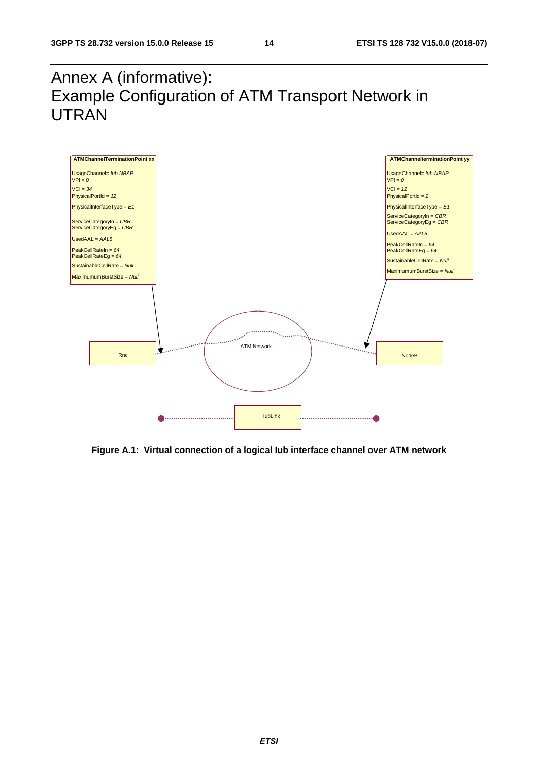# Annex A (informative): Example Configuration of ATM Transport Network in UTRAN

**ATMChannelTerminationPoint xx**

UsageChannel= *Iub-NBAP*
VPI = *0*
VCI = *34*
PhysicalPortId = *12*
PhysicalInterfaceType = *E1*
ServiceCategoryIn = *CBR*
ServiceCategoryEg = *CBR*
UsedAAL = *AAL5*
PeakCellRateIn = *64*
PeakCellRateEg = *64*
SustainableCellRate = *Null*
MaximumumBurstSize = *Null*

**ATMChannelterminationPoint yy**

UsageChannel= *Iub-NBAP*
VPI = *0*
VCI = *12*
PhysicalPortId = *2*
PhysicalInterfaceType = *E1*
ServiceCategoryIn = *CBR*
ServiceCategoryEg = *CBR*
UsedAAL = *AAL5*
PeakCellRateIn = *64*
PeakCellRateEg = *64*
SustainableCellRate = *Null*
MaximumumBurstSize = *Null*

Rnc

ATM Network

NodeB

IubLink

**Figure A.1: Virtual connection of a logical Iub interface channel over ATM network**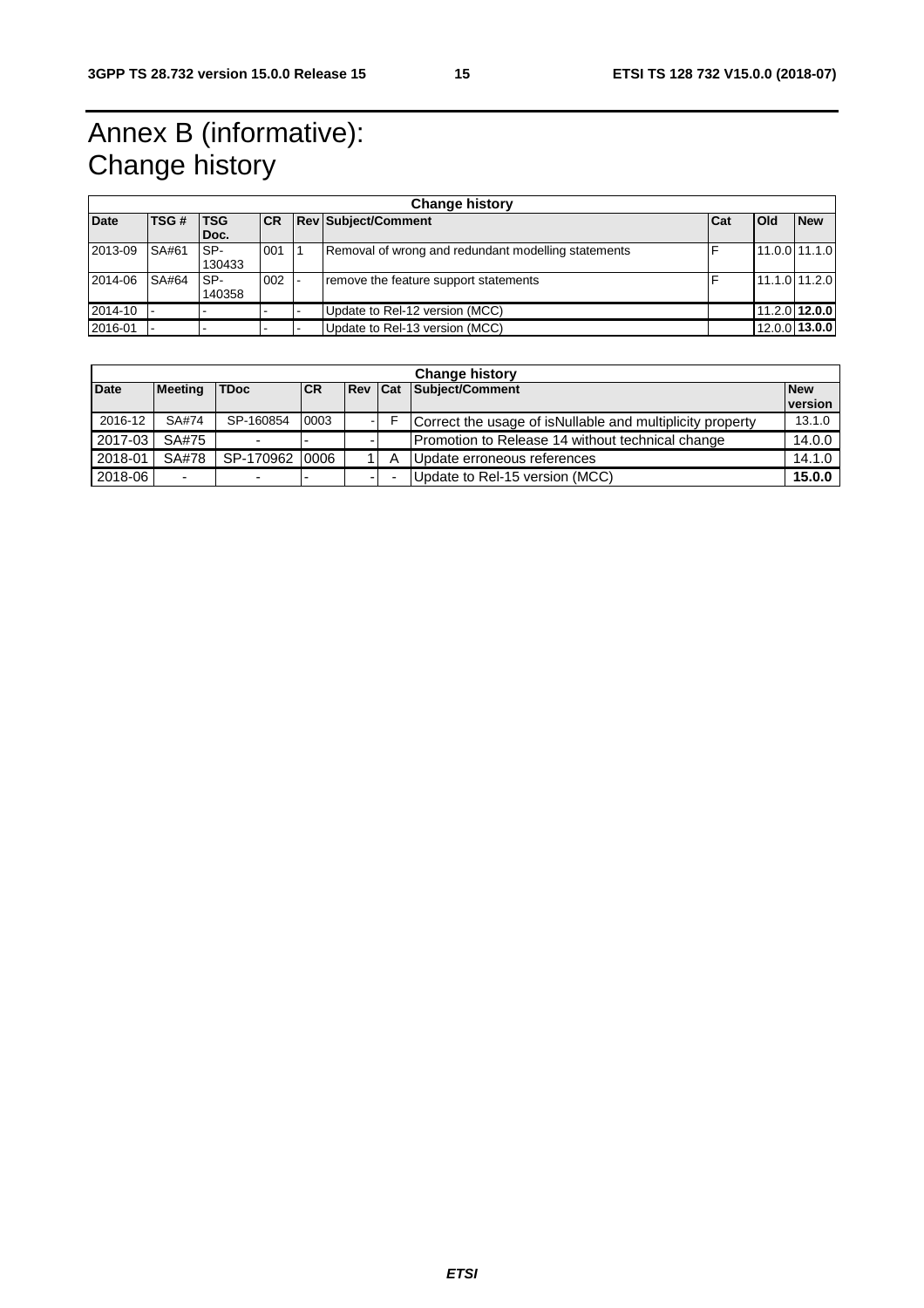# Annex B (informative): Change history

| Change history | | | | | | | | |
|---|---|---|---|---|---|---|---|---|
| **Date** | **TSG #** | **TSG Doc.** | **CR** | **Rev** | **Subject/Comment** | **Cat** | **Old** | **New** |
| 2013-09 | SA#61 | SP-130433 | 001 | 1 | Removal of wrong and redundant modelling statements | F | 11.0.0 | 11.1.0 |
| 2014-06 | SA#64 | SP-140358 | 002 | - | remove the feature support statements | F | 11.1.0 | 11.2.0 |
| 2014-10 | - | - | - | - | Update to Rel-12 version (MCC) | | 11.2.0 | **12.0.0** |
| 2016-01 | - | - | - | - | Update to Rel-13 version (MCC) | | 12.0.0 | **13.0.0** |

| Change history | | | | | | | |
|---|---|---|---|---|---|---|---|
| **Date** | **Meeting** | **TDoc** | **CR** | **Rev** | **Cat** | **Subject/Comment** | **New version** |
| 2016-12 | SA#74 | SP-160854 | 0003 | - | F | Correct the usage of isNullable and multiplicity property | 13.1.0 |
| 2017-03 | SA#75 | - | - | - | | Promotion to Release 14 without technical change | 14.0.0 |
| 2018-01 | SA#78 | SP-170962 | 0006 | 1 | A | Update erroneous references | 14.1.0 |
| 2018-06 | - | - | - | - | - | Update to Rel-15 version (MCC) | **15.0.0** |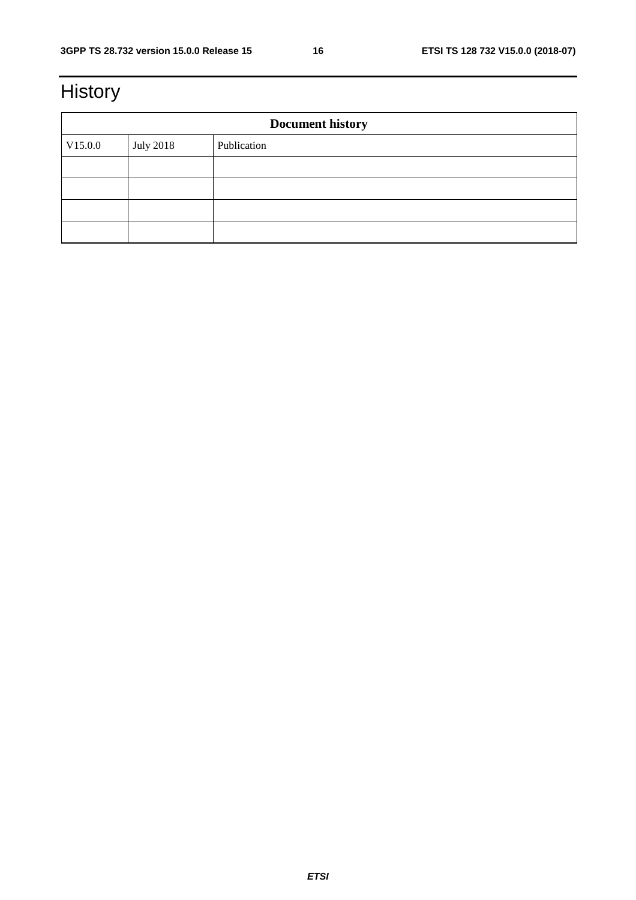# History

| Document history | | |
|---|---|---|
| V15.0.0 | July 2018 | Publication |
| | | |
| | | |
| | | |
| | | |